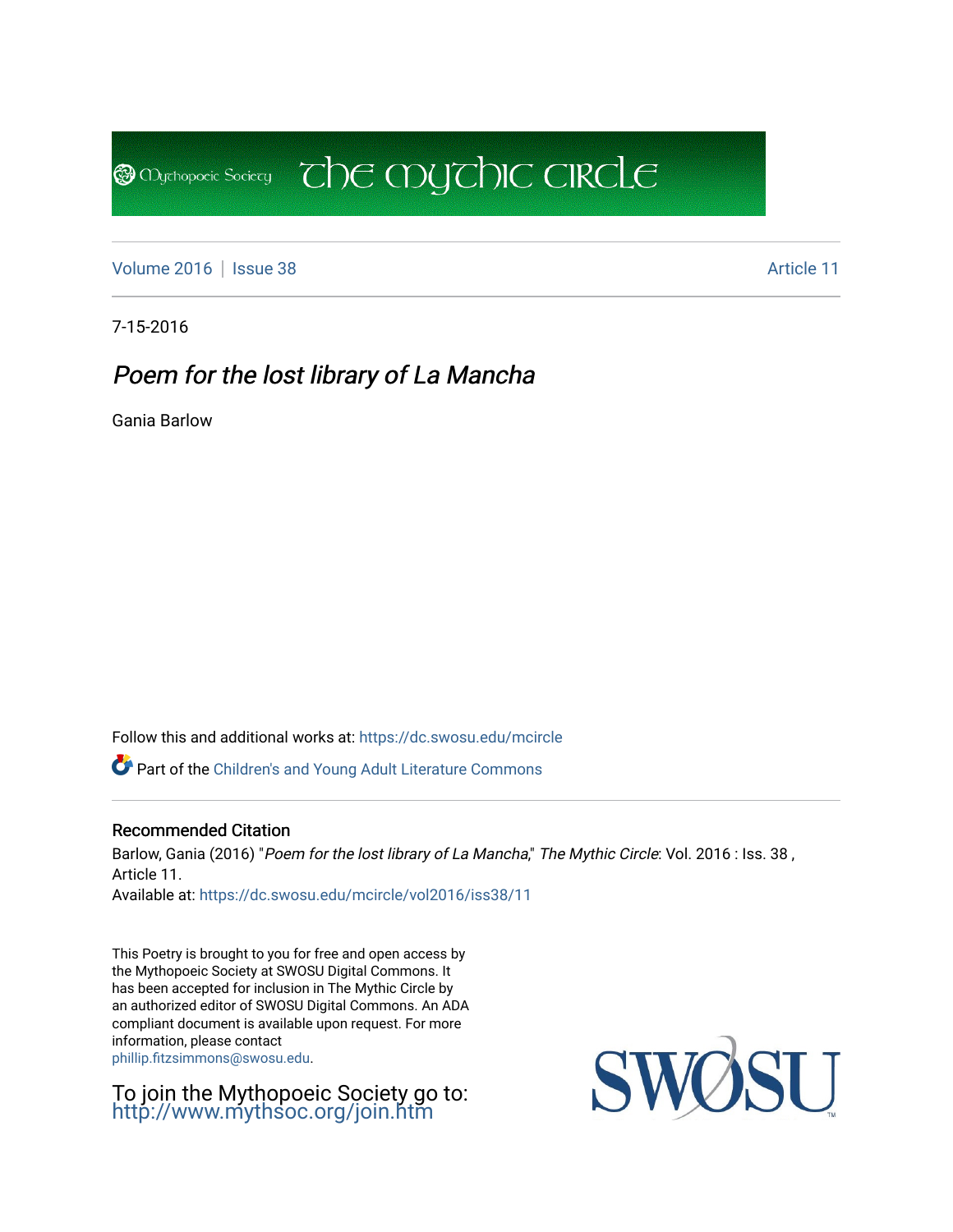Volume 2016 | Issue 38 Article 11

7-15-2016

# *Poem for the lost library of La Mancha*

Gania Barlow

Follow this and additional works at: https://dc.swosu.edu/mcircle

Part of the Children's and Young Adult Literature Commons

## Recommended Citation

Barlow, Gania (2016) "*Poem for the lost library of La Mancha*," *The Mythic Circle*: Vol. 2016 : Iss. 38 , Article 11.
Available at: https://dc.swosu.edu/mcircle/vol2016/iss38/11

This Poetry is brought to you for free and open access by the Mythopoeic Society at SWOSU Digital Commons. It has been accepted for inclusion in The Mythic Circle by an authorized editor of SWOSU Digital Commons. An ADA compliant document is available upon request. For more information, please contact phillip.fitzsimmons@swosu.edu.

To join the Mythopoeic Society go to: http://www.mythsoc.org/join.htm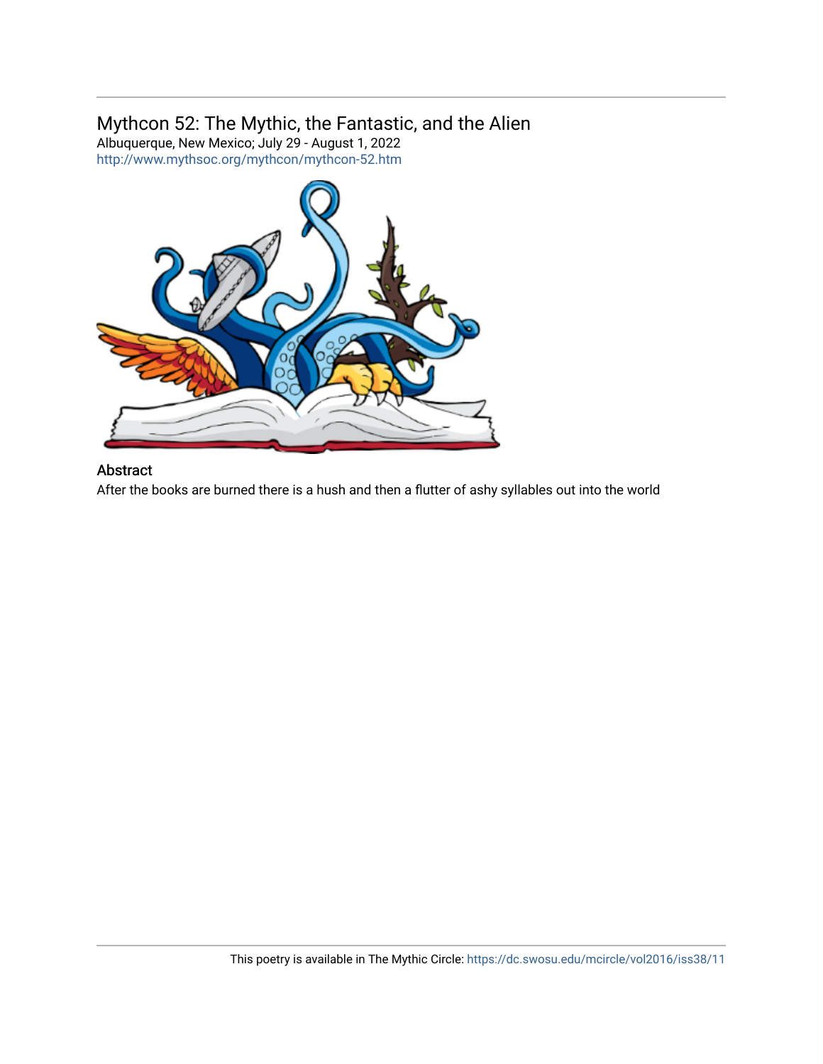## Mythcon 52: The Mythic, the Fantastic, and the Alien

Albuquerque, New Mexico; July 29 - August 1, 2022
http://www.mythsoc.org/mythcon/mythcon-52.htm

### Abstract

After the books are burned there is a hush and then a flutter of ashy syllables out into the world

This poetry is available in The Mythic Circle: https://dc.swosu.edu/mcircle/vol2016/iss38/11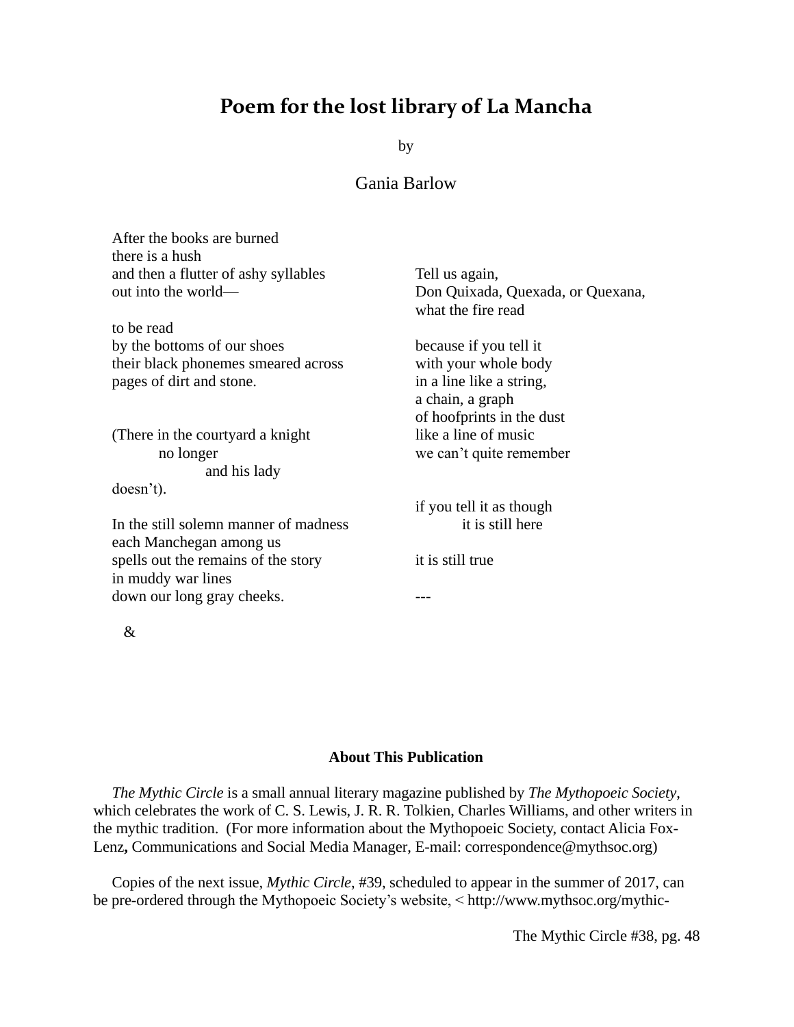# Poem for the lost library of La Mancha

by

Gania Barlow

After the books are burned
there is a hush
and then a flutter of ashy syllables
out into the world—

to be read
by the bottoms of our shoes
their black phonemes smeared across
pages of dirt and stone.

(There in the courtyard a knight
    no longer
        and his lady
doesn't).

In the still solemn manner of madness
each Manchegan among us
spells out the remains of the story
in muddy war lines
down our long gray cheeks.

Tell us again,
Don Quixada, Quexada, or Quexana,
what the fire read

because if you tell it
with your whole body
in a line like a string,
a chain, a graph
of hoofprints in the dust
like a line of music
we can't quite remember

if you tell it as though
    it is still here

it is still true

---

&

**About This Publication**

*The Mythic Circle* is a small annual literary magazine published by *The Mythopoeic Society*, which celebrates the work of C. S. Lewis, J. R. R. Tolkien, Charles Williams, and other writers in the mythic tradition. (For more information about the Mythopoeic Society, contact Alicia Fox-Lenz**,** Communications and Social Media Manager, E-mail: correspondence@mythsoc.org)

Copies of the next issue, *Mythic Circle*, #39, scheduled to appear in the summer of 2017, can be pre-ordered through the Mythopoeic Society's website, < http://www.mythsoc.org/mythic-